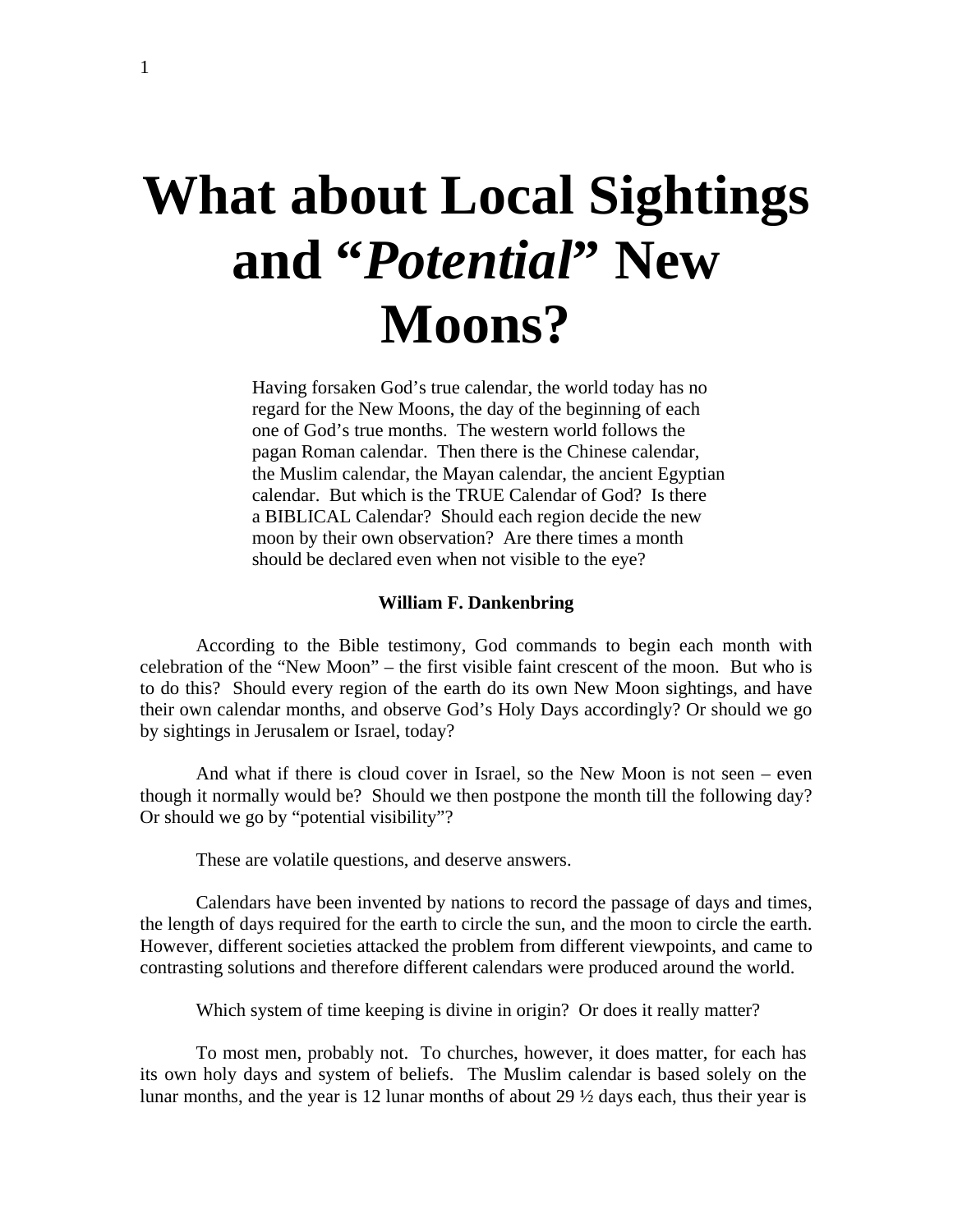# What about Local Sightings and "*Potential*" New Moons?

Having forsaken God's true calendar, the world today has no regard for the New Moons, the day of the beginning of each one of God's true months. The western world follows the pagan Roman calendar. Then there is the Chinese calendar, the Muslim calendar, the Mayan calendar, the ancient Egyptian calendar. But which is the TRUE Calendar of God? Is there a BIBLICAL Calendar? Should each region decide the new moon by their own observation? Are there times a month should be declared even when not visible to the eye?

**William F. Dankenbring**

According to the Bible testimony, God commands to begin each month with celebration of the "New Moon" – the first visible faint crescent of the moon. But who is to do this? Should every region of the earth do its own New Moon sightings, and have their own calendar months, and observe God's Holy Days accordingly? Or should we go by sightings in Jerusalem or Israel, today?

And what if there is cloud cover in Israel, so the New Moon is not seen – even though it normally would be? Should we then postpone the month till the following day? Or should we go by "potential visibility"?

These are volatile questions, and deserve answers.

Calendars have been invented by nations to record the passage of days and times, the length of days required for the earth to circle the sun, and the moon to circle the earth. However, different societies attacked the problem from different viewpoints, and came to contrasting solutions and therefore different calendars were produced around the world.

Which system of time keeping is divine in origin? Or does it really matter?

To most men, probably not. To churches, however, it does matter, for each has its own holy days and system of beliefs. The Muslim calendar is based solely on the lunar months, and the year is 12 lunar months of about 29 ½ days each, thus their year is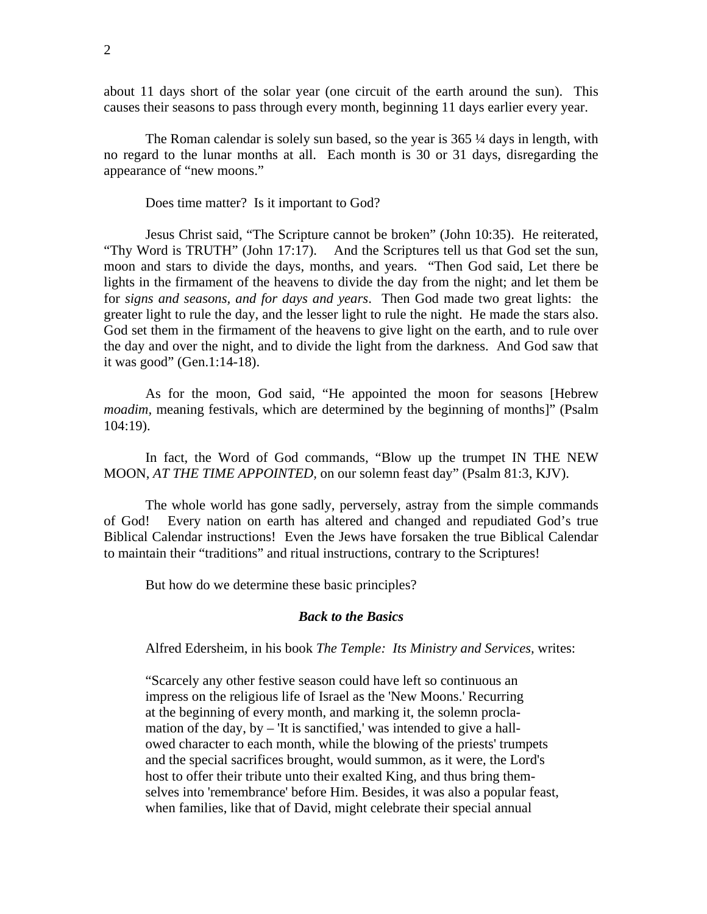about 11 days short of the solar year (one circuit of the earth around the sun). This causes their seasons to pass through every month, beginning 11 days earlier every year.

The Roman calendar is solely sun based, so the year is 365 ¼ days in length, with no regard to the lunar months at all. Each month is 30 or 31 days, disregarding the appearance of "new moons."

Does time matter? Is it important to God?

Jesus Christ said, "The Scripture cannot be broken" (John 10:35). He reiterated, "Thy Word is TRUTH" (John 17:17). And the Scriptures tell us that God set the sun, moon and stars to divide the days, months, and years. "Then God said, Let there be lights in the firmament of the heavens to divide the day from the night; and let them be for *signs and seasons, and for days and years*. Then God made two great lights: the greater light to rule the day, and the lesser light to rule the night. He made the stars also. God set them in the firmament of the heavens to give light on the earth, and to rule over the day and over the night, and to divide the light from the darkness. And God saw that it was good" (Gen.1:14-18).

As for the moon, God said, "He appointed the moon for seasons [Hebrew *moadim,* meaning festivals, which are determined by the beginning of months]" (Psalm 104:19).

In fact, the Word of God commands, "Blow up the trumpet IN THE NEW MOON, *AT THE TIME APPOINTED,* on our solemn feast day" (Psalm 81:3, KJV).

The whole world has gone sadly, perversely, astray from the simple commands of God! Every nation on earth has altered and changed and repudiated God's true Biblical Calendar instructions! Even the Jews have forsaken the true Biblical Calendar to maintain their "traditions" and ritual instructions, contrary to the Scriptures!

But how do we determine these basic principles?

### *Back to the Basics*

Alfred Edersheim, in his book *The Temple: Its Ministry and Services,* writes:

> "Scarcely any other festive season could have left so continuous an impress on the religious life of Israel as the 'New Moons.' Recurring at the beginning of every month, and marking it, the solemn proclamation of the day, by – 'It is sanctified,' was intended to give a hallowed character to each month, while the blowing of the priests' trumpets and the special sacrifices brought, would summon, as it were, the Lord's host to offer their tribute unto their exalted King, and thus bring themselves into 'remembrance' before Him. Besides, it was also a popular feast, when families, like that of David, might celebrate their special annual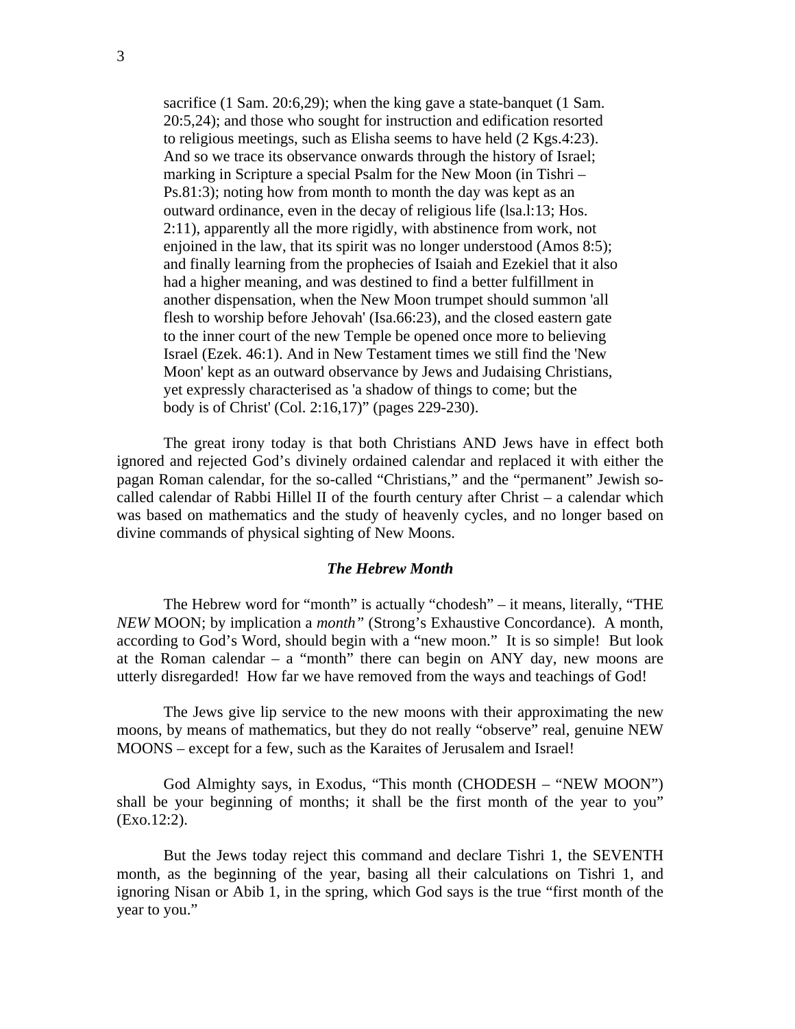> sacrifice (1 Sam. 20:6,29); when the king gave a state-banquet (1 Sam. 20:5,24); and those who sought for instruction and edification resorted to religious meetings, such as Elisha seems to have held (2 Kgs.4:23). And so we trace its observance onwards through the history of Israel; marking in Scripture a special Psalm for the New Moon (in Tishri – Ps.81:3); noting how from month to month the day was kept as an outward ordinance, even in the decay of religious life (lsa.l:13; Hos. 2:11), apparently all the more rigidly, with abstinence from work, not enjoined in the law, that its spirit was no longer understood (Amos 8:5); and finally learning from the prophecies of Isaiah and Ezekiel that it also had a higher meaning, and was destined to find a better fulfillment in another dispensation, when the New Moon trumpet should summon 'all flesh to worship before Jehovah' (Isa.66:23), and the closed eastern gate to the inner court of the new Temple be opened once more to believing Israel (Ezek. 46:1). And in New Testament times we still find the 'New Moon' kept as an outward observance by Jews and Judaising Christians, yet expressly characterised as 'a shadow of things to come; but the body is of Christ' (Col. 2:16,17)" (pages 229-230).

The great irony today is that both Christians AND Jews have in effect both ignored and rejected God's divinely ordained calendar and replaced it with either the pagan Roman calendar, for the so-called "Christians," and the "permanent" Jewish so-called calendar of Rabbi Hillel II of the fourth century after Christ – a calendar which was based on mathematics and the study of heavenly cycles, and no longer based on divine commands of physical sighting of New Moons.

### *The Hebrew Month*

The Hebrew word for "month" is actually "chodesh" – it means, literally, "THE *NEW* MOON; by implication a *month"* (Strong's Exhaustive Concordance). A month, according to God's Word, should begin with a "new moon." It is so simple! But look at the Roman calendar – a "month" there can begin on ANY day, new moons are utterly disregarded! How far we have removed from the ways and teachings of God!

The Jews give lip service to the new moons with their approximating the new moons, by means of mathematics, but they do not really "observe" real, genuine NEW MOONS – except for a few, such as the Karaites of Jerusalem and Israel!

God Almighty says, in Exodus, "This month (CHODESH – "NEW MOON") shall be your beginning of months; it shall be the first month of the year to you" (Exo.12:2).

But the Jews today reject this command and declare Tishri 1, the SEVENTH month, as the beginning of the year, basing all their calculations on Tishri 1, and ignoring Nisan or Abib 1, in the spring, which God says is the true "first month of the year to you."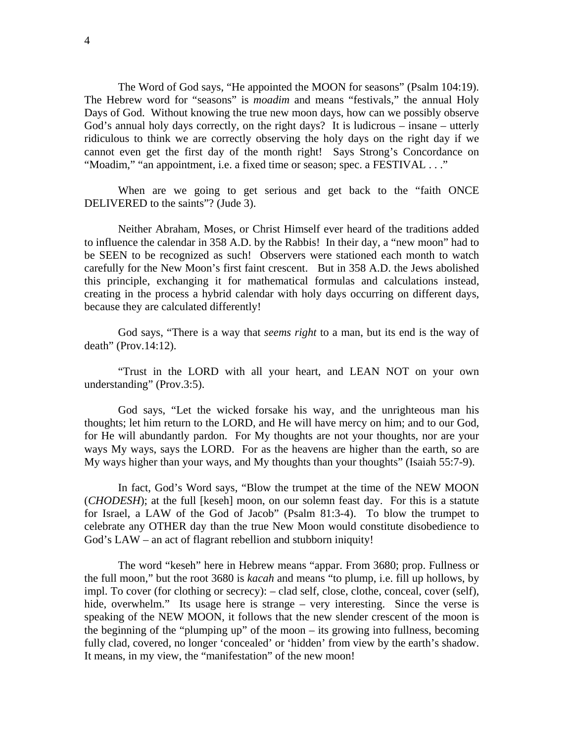The Word of God says, "He appointed the MOON for seasons" (Psalm 104:19). The Hebrew word for "seasons" is *moadim* and means "festivals," the annual Holy Days of God. Without knowing the true new moon days, how can we possibly observe God's annual holy days correctly, on the right days? It is ludicrous – insane – utterly ridiculous to think we are correctly observing the holy days on the right day if we cannot even get the first day of the month right! Says Strong's Concordance on "Moadim," "an appointment, i.e. a fixed time or season; spec. a FESTIVAL . . ."

When are we going to get serious and get back to the "faith ONCE DELIVERED to the saints"? (Jude 3).

Neither Abraham, Moses, or Christ Himself ever heard of the traditions added to influence the calendar in 358 A.D. by the Rabbis! In their day, a "new moon" had to be SEEN to be recognized as such! Observers were stationed each month to watch carefully for the New Moon's first faint crescent. But in 358 A.D. the Jews abolished this principle, exchanging it for mathematical formulas and calculations instead, creating in the process a hybrid calendar with holy days occurring on different days, because they are calculated differently!

God says, "There is a way that *seems right* to a man, but its end is the way of death" (Prov.14:12).

"Trust in the LORD with all your heart, and LEAN NOT on your own understanding" (Prov.3:5).

God says, "Let the wicked forsake his way, and the unrighteous man his thoughts; let him return to the LORD, and He will have mercy on him; and to our God, for He will abundantly pardon. For My thoughts are not your thoughts, nor are your ways My ways, says the LORD. For as the heavens are higher than the earth, so are My ways higher than your ways, and My thoughts than your thoughts" (Isaiah 55:7-9).

In fact, God's Word says, "Blow the trumpet at the time of the NEW MOON (*CHODESH*); at the full [keseh] moon, on our solemn feast day. For this is a statute for Israel, a LAW of the God of Jacob" (Psalm 81:3-4). To blow the trumpet to celebrate any OTHER day than the true New Moon would constitute disobedience to God's LAW – an act of flagrant rebellion and stubborn iniquity!

The word "keseh" here in Hebrew means "appar. From 3680; prop. Fullness or the full moon," but the root 3680 is *kacah* and means "to plump, i.e. fill up hollows, by impl. To cover (for clothing or secrecy): – clad self, close, clothe, conceal, cover (self), hide, overwhelm." Its usage here is strange – very interesting. Since the verse is speaking of the NEW MOON, it follows that the new slender crescent of the moon is the beginning of the "plumping up" of the moon – its growing into fullness, becoming fully clad, covered, no longer 'concealed' or 'hidden' from view by the earth's shadow. It means, in my view, the "manifestation" of the new moon!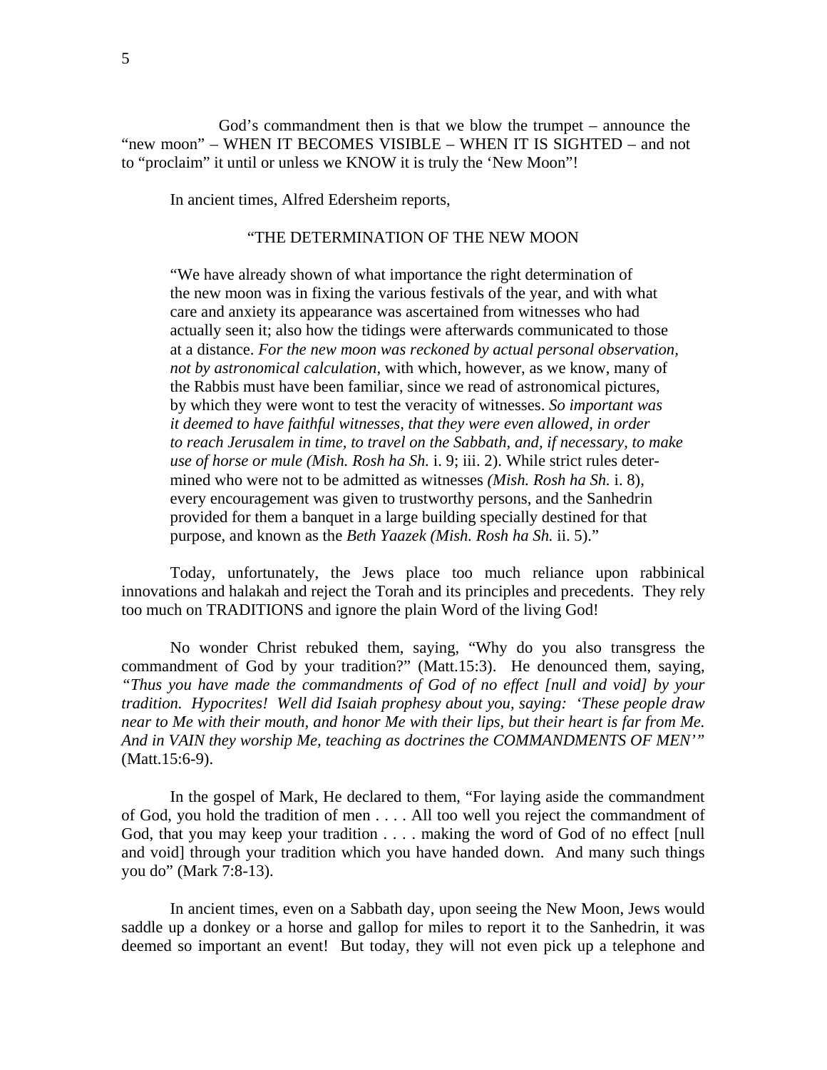God's commandment then is that we blow the trumpet – announce the "new moon" – WHEN IT BECOMES VISIBLE – WHEN IT IS SIGHTED – and not to "proclaim" it until or unless we KNOW it is truly the 'New Moon"!

In ancient times, Alfred Edersheim reports,

> "THE DETERMINATION OF THE NEW MOON
>
> "We have already shown of what importance the right determination of the new moon was in fixing the various festivals of the year, and with what care and anxiety its appearance was ascertained from witnesses who had actually seen it; also how the tidings were afterwards communicated to those at a distance. *For the new moon was reckoned by actual personal observation, not by astronomical calculation*, with which, however, as we know, many of the Rabbis must have been familiar, since we read of astronomical pictures, by which they were wont to test the veracity of witnesses. *So important was it deemed to have faithful witnesses, that they were even allowed, in order to reach Jerusalem in time, to travel on the Sabbath, and, if necessary, to make use of horse or mule (Mish. Rosh ha Sh.* i. 9; iii. 2). While strict rules determined who were not to be admitted as witnesses *(Mish. Rosh ha Sh.* i. 8), every encouragement was given to trustworthy persons, and the Sanhedrin provided for them a banquet in a large building specially destined for that purpose, and known as the *Beth Yaazek (Mish. Rosh ha Sh.* ii. 5)."

Today, unfortunately, the Jews place too much reliance upon rabbinical innovations and halakah and reject the Torah and its principles and precedents. They rely too much on TRADITIONS and ignore the plain Word of the living God!

No wonder Christ rebuked them, saying, "Why do you also transgress the commandment of God by your tradition?" (Matt.15:3). He denounced them, saying, *"Thus you have made the commandments of God of no effect [null and void] by your tradition. Hypocrites! Well did Isaiah prophesy about you, saying: 'These people draw near to Me with their mouth, and honor Me with their lips, but their heart is far from Me. And in VAIN they worship Me, teaching as doctrines the COMMANDMENTS OF MEN'"* (Matt.15:6-9).

In the gospel of Mark, He declared to them, "For laying aside the commandment of God, you hold the tradition of men . . . . All too well you reject the commandment of God, that you may keep your tradition . . . . making the word of God of no effect [null and void] through your tradition which you have handed down. And many such things you do" (Mark 7:8-13).

In ancient times, even on a Sabbath day, upon seeing the New Moon, Jews would saddle up a donkey or a horse and gallop for miles to report it to the Sanhedrin, it was deemed so important an event! But today, they will not even pick up a telephone and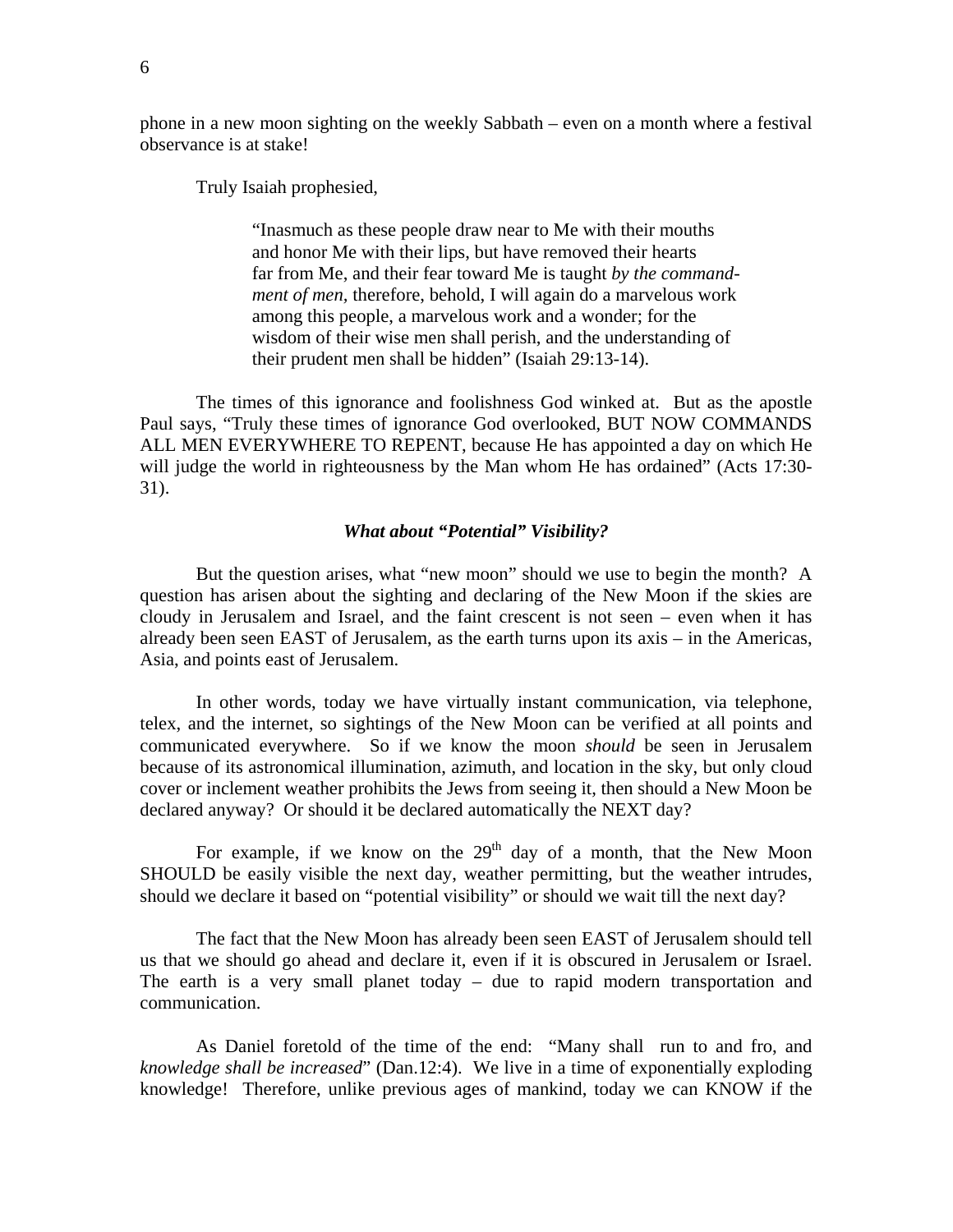phone in a new moon sighting on the weekly Sabbath – even on a month where a festival observance is at stake!

Truly Isaiah prophesied,

> "Inasmuch as these people draw near to Me with their mouths and honor Me with their lips, but have removed their hearts far from Me, and their fear toward Me is taught *by the commandment of men,* therefore, behold, I will again do a marvelous work among this people, a marvelous work and a wonder; for the wisdom of their wise men shall perish, and the understanding of their prudent men shall be hidden" (Isaiah 29:13-14).

The times of this ignorance and foolishness God winked at. But as the apostle Paul says, "Truly these times of ignorance God overlooked, BUT NOW COMMANDS ALL MEN EVERYWHERE TO REPENT, because He has appointed a day on which He will judge the world in righteousness by the Man whom He has ordained" (Acts 17:30-31).

### *What about "Potential" Visibility?*

But the question arises, what "new moon" should we use to begin the month? A question has arisen about the sighting and declaring of the New Moon if the skies are cloudy in Jerusalem and Israel, and the faint crescent is not seen – even when it has already been seen EAST of Jerusalem, as the earth turns upon its axis – in the Americas, Asia, and points east of Jerusalem.

In other words, today we have virtually instant communication, via telephone, telex, and the internet, so sightings of the New Moon can be verified at all points and communicated everywhere. So if we know the moon *should* be seen in Jerusalem because of its astronomical illumination, azimuth, and location in the sky, but only cloud cover or inclement weather prohibits the Jews from seeing it, then should a New Moon be declared anyway? Or should it be declared automatically the NEXT day?

For example, if we know on the 29th day of a month, that the New Moon SHOULD be easily visible the next day, weather permitting, but the weather intrudes, should we declare it based on "potential visibility" or should we wait till the next day?

The fact that the New Moon has already been seen EAST of Jerusalem should tell us that we should go ahead and declare it, even if it is obscured in Jerusalem or Israel. The earth is a very small planet today – due to rapid modern transportation and communication.

As Daniel foretold of the time of the end: "Many shall run to and fro, and *knowledge shall be increased*" (Dan.12:4). We live in a time of exponentially exploding knowledge! Therefore, unlike previous ages of mankind, today we can KNOW if the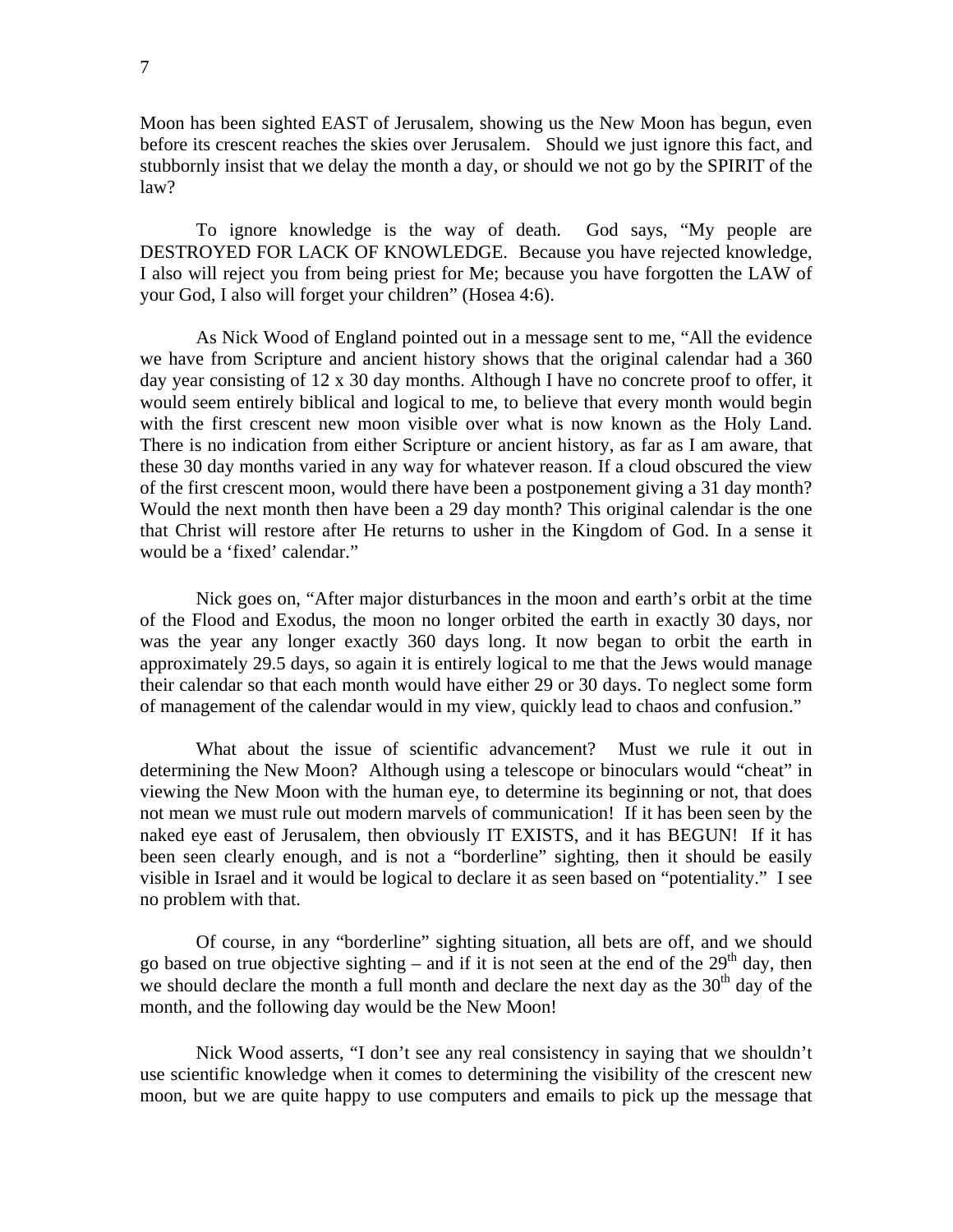Moon has been sighted EAST of Jerusalem, showing us the New Moon has begun, even before its crescent reaches the skies over Jerusalem. Should we just ignore this fact, and stubbornly insist that we delay the month a day, or should we not go by the SPIRIT of the law?

To ignore knowledge is the way of death. God says, "My people are DESTROYED FOR LACK OF KNOWLEDGE. Because you have rejected knowledge, I also will reject you from being priest for Me; because you have forgotten the LAW of your God, I also will forget your children" (Hosea 4:6).

As Nick Wood of England pointed out in a message sent to me, "All the evidence we have from Scripture and ancient history shows that the original calendar had a 360 day year consisting of 12 x 30 day months. Although I have no concrete proof to offer, it would seem entirely biblical and logical to me, to believe that every month would begin with the first crescent new moon visible over what is now known as the Holy Land. There is no indication from either Scripture or ancient history, as far as I am aware, that these 30 day months varied in any way for whatever reason. If a cloud obscured the view of the first crescent moon, would there have been a postponement giving a 31 day month? Would the next month then have been a 29 day month? This original calendar is the one that Christ will restore after He returns to usher in the Kingdom of God. In a sense it would be a 'fixed' calendar."

Nick goes on, "After major disturbances in the moon and earth's orbit at the time of the Flood and Exodus, the moon no longer orbited the earth in exactly 30 days, nor was the year any longer exactly 360 days long. It now began to orbit the earth in approximately 29.5 days, so again it is entirely logical to me that the Jews would manage their calendar so that each month would have either 29 or 30 days. To neglect some form of management of the calendar would in my view, quickly lead to chaos and confusion."

What about the issue of scientific advancement? Must we rule it out in determining the New Moon? Although using a telescope or binoculars would "cheat" in viewing the New Moon with the human eye, to determine its beginning or not, that does not mean we must rule out modern marvels of communication! If it has been seen by the naked eye east of Jerusalem, then obviously IT EXISTS, and it has BEGUN! If it has been seen clearly enough, and is not a "borderline" sighting, then it should be easily visible in Israel and it would be logical to declare it as seen based on "potentiality." I see no problem with that.

Of course, in any "borderline" sighting situation, all bets are off, and we should go based on true objective sighting – and if it is not seen at the end of the 29th day, then we should declare the month a full month and declare the next day as the 30th day of the month, and the following day would be the New Moon!

Nick Wood asserts, "I don't see any real consistency in saying that we shouldn't use scientific knowledge when it comes to determining the visibility of the crescent new moon, but we are quite happy to use computers and emails to pick up the message that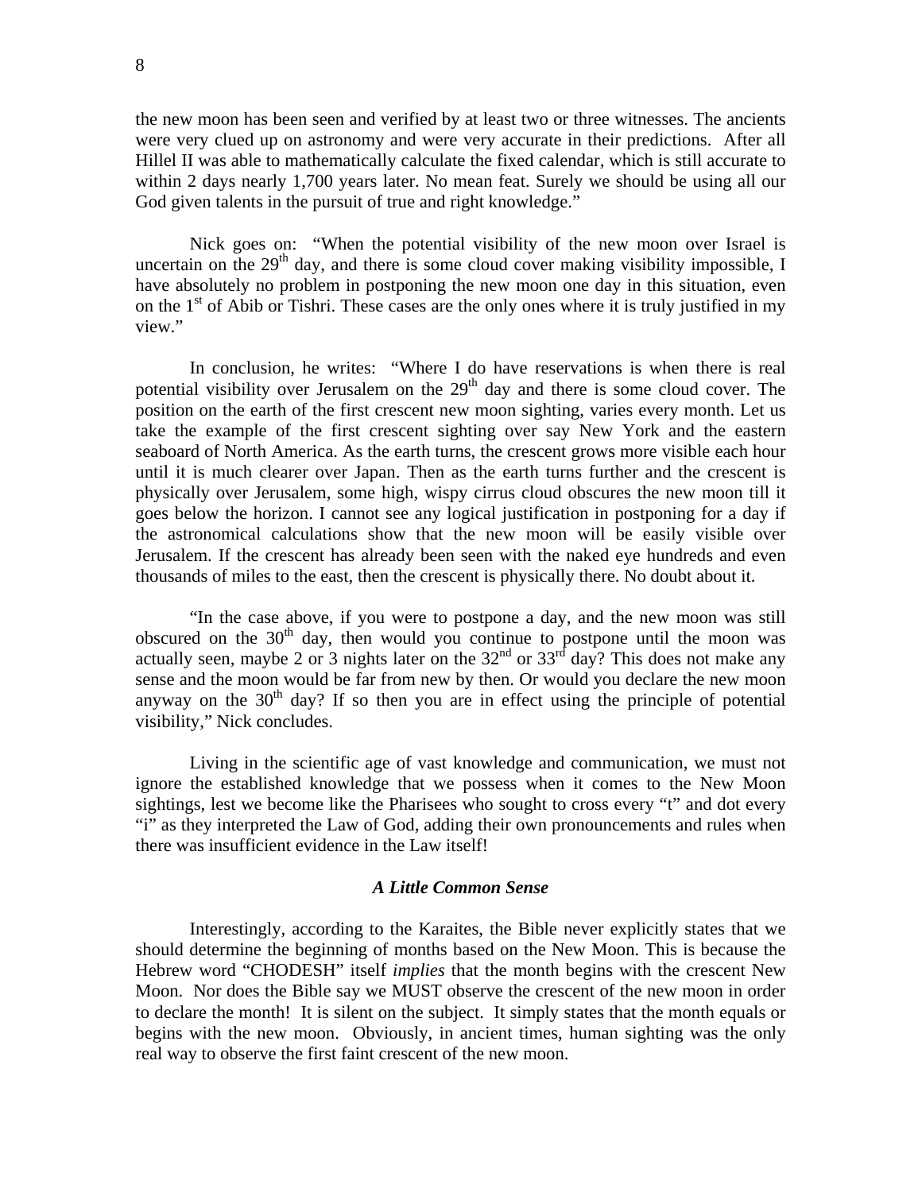the new moon has been seen and verified by at least two or three witnesses. The ancients were very clued up on astronomy and were very accurate in their predictions. After all Hillel II was able to mathematically calculate the fixed calendar, which is still accurate to within 2 days nearly 1,700 years later. No mean feat. Surely we should be using all our God given talents in the pursuit of true and right knowledge."

Nick goes on: "When the potential visibility of the new moon over Israel is uncertain on the 29th day, and there is some cloud cover making visibility impossible, I have absolutely no problem in postponing the new moon one day in this situation, even on the 1st of Abib or Tishri. These cases are the only ones where it is truly justified in my view."

In conclusion, he writes: "Where I do have reservations is when there is real potential visibility over Jerusalem on the 29th day and there is some cloud cover. The position on the earth of the first crescent new moon sighting, varies every month. Let us take the example of the first crescent sighting over say New York and the eastern seaboard of North America. As the earth turns, the crescent grows more visible each hour until it is much clearer over Japan. Then as the earth turns further and the crescent is physically over Jerusalem, some high, wispy cirrus cloud obscures the new moon till it goes below the horizon. I cannot see any logical justification in postponing for a day if the astronomical calculations show that the new moon will be easily visible over Jerusalem. If the crescent has already been seen with the naked eye hundreds and even thousands of miles to the east, then the crescent is physically there. No doubt about it.

"In the case above, if you were to postpone a day, and the new moon was still obscured on the 30th day, then would you continue to postpone until the moon was actually seen, maybe 2 or 3 nights later on the 32nd or 33rd day? This does not make any sense and the moon would be far from new by then. Or would you declare the new moon anyway on the 30th day? If so then you are in effect using the principle of potential visibility," Nick concludes.

Living in the scientific age of vast knowledge and communication, we must not ignore the established knowledge that we possess when it comes to the New Moon sightings, lest we become like the Pharisees who sought to cross every "t" and dot every "i" as they interpreted the Law of God, adding their own pronouncements and rules when there was insufficient evidence in the Law itself!

### *A Little Common Sense*

Interestingly, according to the Karaites, the Bible never explicitly states that we should determine the beginning of months based on the New Moon. This is because the Hebrew word "CHODESH" itself *implies* that the month begins with the crescent New Moon. Nor does the Bible say we MUST observe the crescent of the new moon in order to declare the month! It is silent on the subject. It simply states that the month equals or begins with the new moon. Obviously, in ancient times, human sighting was the only real way to observe the first faint crescent of the new moon.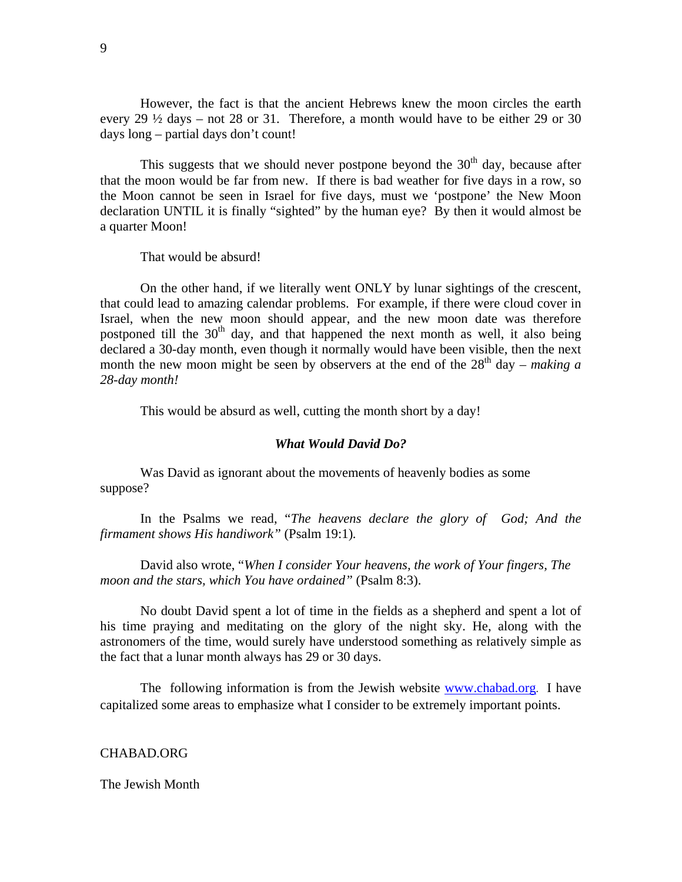However, the fact is that the ancient Hebrews knew the moon circles the earth every 29 ½ days – not 28 or 31. Therefore, a month would have to be either 29 or 30 days long – partial days don't count!

This suggests that we should never postpone beyond the 30th day, because after that the moon would be far from new. If there is bad weather for five days in a row, so the Moon cannot be seen in Israel for five days, must we 'postpone' the New Moon declaration UNTIL it is finally "sighted" by the human eye? By then it would almost be a quarter Moon!

That would be absurd!

On the other hand, if we literally went ONLY by lunar sightings of the crescent, that could lead to amazing calendar problems. For example, if there were cloud cover in Israel, when the new moon should appear, and the new moon date was therefore postponed till the 30th day, and that happened the next month as well, it also being declared a 30-day month, even though it normally would have been visible, then the next month the new moon might be seen by observers at the end of the 28th day – *making a 28-day month!*

This would be absurd as well, cutting the month short by a day!

### *What Would David Do?*

Was David as ignorant about the movements of heavenly bodies as some suppose?

In the Psalms we read, "*The heavens declare the glory of God; And the firmament shows His handiwork"* (Psalm 19:1)*.*

David also wrote, "*When I consider Your heavens, the work of Your fingers, The moon and the stars, which You have ordained"* (Psalm 8:3).

No doubt David spent a lot of time in the fields as a shepherd and spent a lot of his time praying and meditating on the glory of the night sky. He, along with the astronomers of the time, would surely have understood something as relatively simple as the fact that a lunar month always has 29 or 30 days.

The following information is from the Jewish website www.chabad.org*.* I have capitalized some areas to emphasize what I consider to be extremely important points.

CHABAD.ORG

The Jewish Month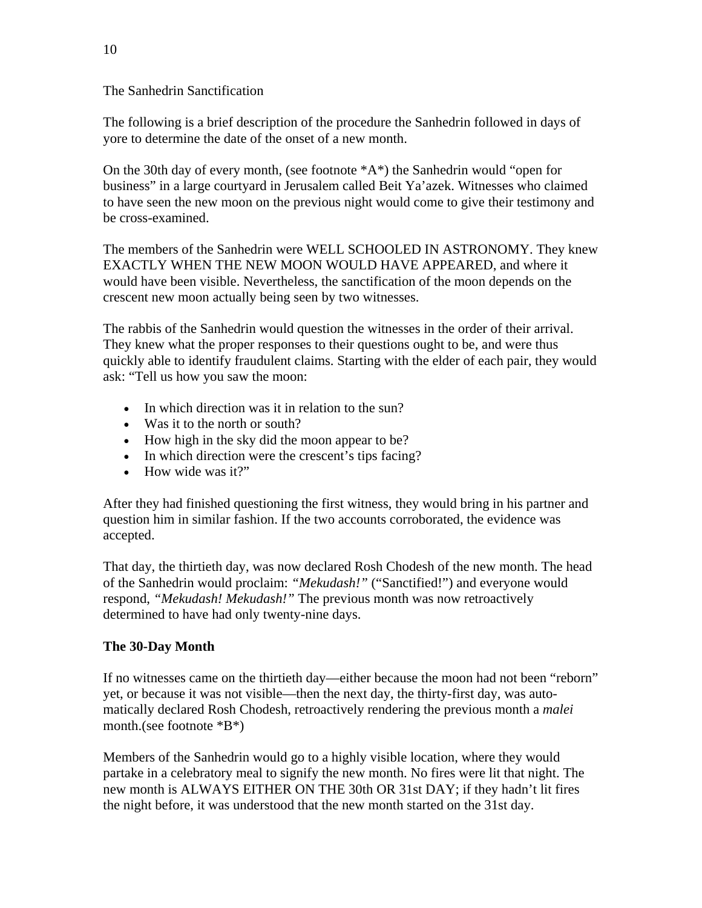The Sanhedrin Sanctification

The following is a brief description of the procedure the Sanhedrin followed in days of yore to determine the date of the onset of a new month.

On the 30th day of every month, (see footnote *A*) the Sanhedrin would "open for business" in a large courtyard in Jerusalem called Beit Ya'azek. Witnesses who claimed to have seen the new moon on the previous night would come to give their testimony and be cross-examined.

The members of the Sanhedrin were WELL SCHOOLED IN ASTRONOMY. They knew EXACTLY WHEN THE NEW MOON WOULD HAVE APPEARED, and where it would have been visible. Nevertheless, the sanctification of the moon depends on the crescent new moon actually being seen by two witnesses.

The rabbis of the Sanhedrin would question the witnesses in the order of their arrival. They knew what the proper responses to their questions ought to be, and were thus quickly able to identify fraudulent claims. Starting with the elder of each pair, they would ask: "Tell us how you saw the moon:

- In which direction was it in relation to the sun?
- Was it to the north or south?
- How high in the sky did the moon appear to be?
- In which direction were the crescent's tips facing?
- How wide was it?"

After they had finished questioning the first witness, they would bring in his partner and question him in similar fashion. If the two accounts corroborated, the evidence was accepted.

That day, the thirtieth day, was now declared Rosh Chodesh of the new month. The head of the Sanhedrin would proclaim: *"Mekudash!"* ("Sanctified!") and everyone would respond, *"Mekudash! Mekudash!"* The previous month was now retroactively determined to have had only twenty-nine days.

**The 30-Day Month**

If no witnesses came on the thirtieth day—either because the moon had not been "reborn" yet, or because it was not visible—then the next day, the thirty-first day, was automatically declared Rosh Chodesh, retroactively rendering the previous month a *malei* month.(see footnote *B*)

Members of the Sanhedrin would go to a highly visible location, where they would partake in a celebratory meal to signify the new month. No fires were lit that night. The new month is ALWAYS EITHER ON THE 30th OR 31st DAY; if they hadn't lit fires the night before, it was understood that the new month started on the 31st day.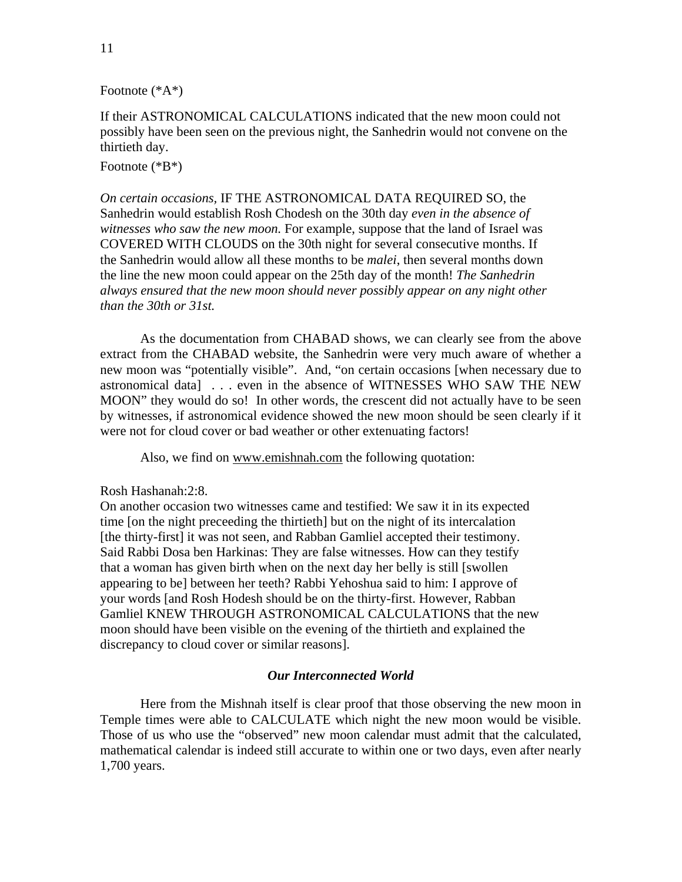Footnote (*A*)

If their ASTRONOMICAL CALCULATIONS indicated that the new moon could not possibly have been seen on the previous night, the Sanhedrin would not convene on the thirtieth day.

Footnote (*B*)

*On certain occasions,* IF THE ASTRONOMICAL DATA REQUIRED SO, the Sanhedrin would establish Rosh Chodesh on the 30th day *even in the absence of witnesses who saw the new moon.* For example, suppose that the land of Israel was COVERED WITH CLOUDS on the 30th night for several consecutive months. If the Sanhedrin would allow all these months to be *malei*, then several months down the line the new moon could appear on the 25th day of the month! *The Sanhedrin always ensured that the new moon should never possibly appear on any night other than the 30th or 31st.*

As the documentation from CHABAD shows, we can clearly see from the above extract from the CHABAD website, the Sanhedrin were very much aware of whether a new moon was "potentially visible". And, "on certain occasions [when necessary due to astronomical data] . . . even in the absence of WITNESSES WHO SAW THE NEW MOON" they would do so! In other words, the crescent did not actually have to be seen by witnesses, if astronomical evidence showed the new moon should be seen clearly if it were not for cloud cover or bad weather or other extenuating factors!

Also, we find on www.emishnah.com the following quotation:

Rosh Hashanah:2:8.
On another occasion two witnesses came and testified: We saw it in its expected time [on the night preceeding the thirtieth] but on the night of its intercalation [the thirty-first] it was not seen, and Rabban Gamliel accepted their testimony. Said Rabbi Dosa ben Harkinas: They are false witnesses. How can they testify that a woman has given birth when on the next day her belly is still [swollen appearing to be] between her teeth? Rabbi Yehoshua said to him: I approve of your words [and Rosh Hodesh should be on the thirty-first. However, Rabban Gamliel KNEW THROUGH ASTRONOMICAL CALCULATIONS that the new moon should have been visible on the evening of the thirtieth and explained the discrepancy to cloud cover or similar reasons].

### *Our Interconnected World*

Here from the Mishnah itself is clear proof that those observing the new moon in Temple times were able to CALCULATE which night the new moon would be visible. Those of us who use the "observed" new moon calendar must admit that the calculated, mathematical calendar is indeed still accurate to within one or two days, even after nearly 1,700 years.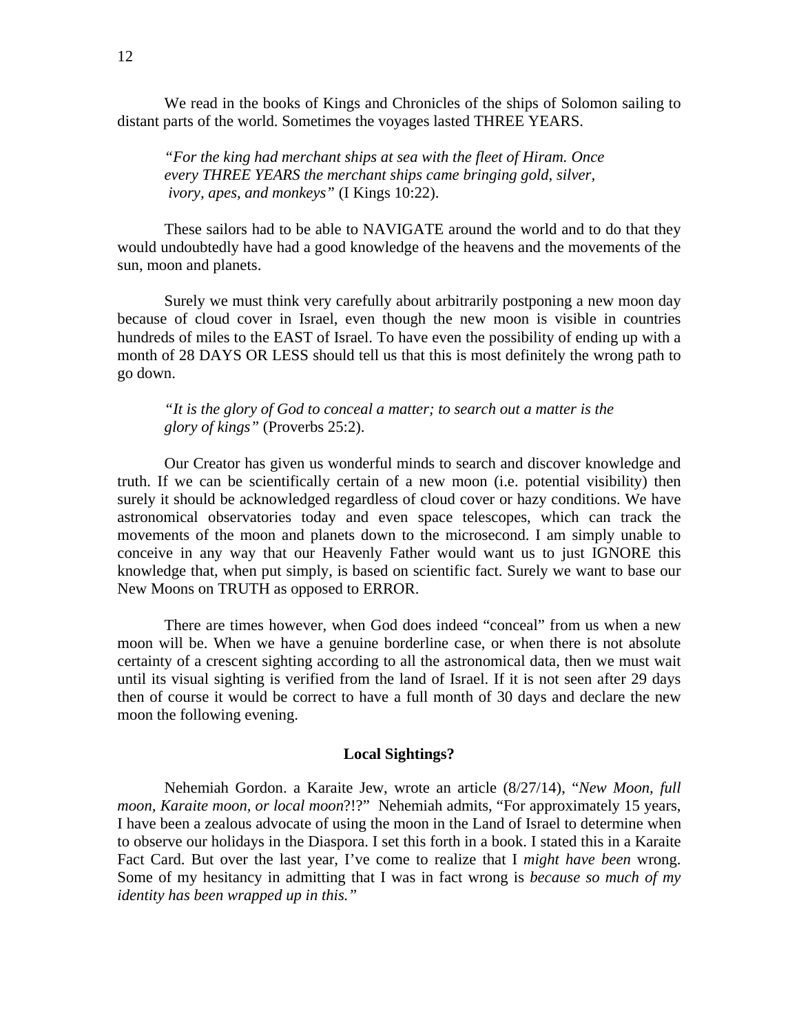We read in the books of Kings and Chronicles of the ships of Solomon sailing to distant parts of the world. Sometimes the voyages lasted THREE YEARS.

> *"For the king had merchant ships at sea with the fleet of Hiram. Once every THREE YEARS the merchant ships came bringing gold, silver, ivory, apes, and monkeys"* (I Kings 10:22).

These sailors had to be able to NAVIGATE around the world and to do that they would undoubtedly have had a good knowledge of the heavens and the movements of the sun, moon and planets.

Surely we must think very carefully about arbitrarily postponing a new moon day because of cloud cover in Israel, even though the new moon is visible in countries hundreds of miles to the EAST of Israel. To have even the possibility of ending up with a month of 28 DAYS OR LESS should tell us that this is most definitely the wrong path to go down.

> *"It is the glory of God to conceal a matter; to search out a matter is the glory of kings"* (Proverbs 25:2).

Our Creator has given us wonderful minds to search and discover knowledge and truth. If we can be scientifically certain of a new moon (i.e. potential visibility) then surely it should be acknowledged regardless of cloud cover or hazy conditions. We have astronomical observatories today and even space telescopes, which can track the movements of the moon and planets down to the microsecond. I am simply unable to conceive in any way that our Heavenly Father would want us to just IGNORE this knowledge that, when put simply, is based on scientific fact. Surely we want to base our New Moons on TRUTH as opposed to ERROR.

There are times however, when God does indeed "conceal" from us when a new moon will be. When we have a genuine borderline case, or when there is not absolute certainty of a crescent sighting according to all the astronomical data, then we must wait until its visual sighting is verified from the land of Israel. If it is not seen after 29 days then of course it would be correct to have a full month of 30 days and declare the new moon the following evening.

**Local Sightings?**

Nehemiah Gordon. a Karaite Jew, wrote an article (8/27/14), "*New Moon, full moon, Karaite moon, or local moon*?!?" Nehemiah admits, "For approximately 15 years, I have been a zealous advocate of using the moon in the Land of Israel to determine when to observe our holidays in the Diaspora. I set this forth in a book. I stated this in a Karaite Fact Card. But over the last year, I've come to realize that I *might have been* wrong. Some of my hesitancy in admitting that I was in fact wrong is *because so much of my identity has been wrapped up in this."*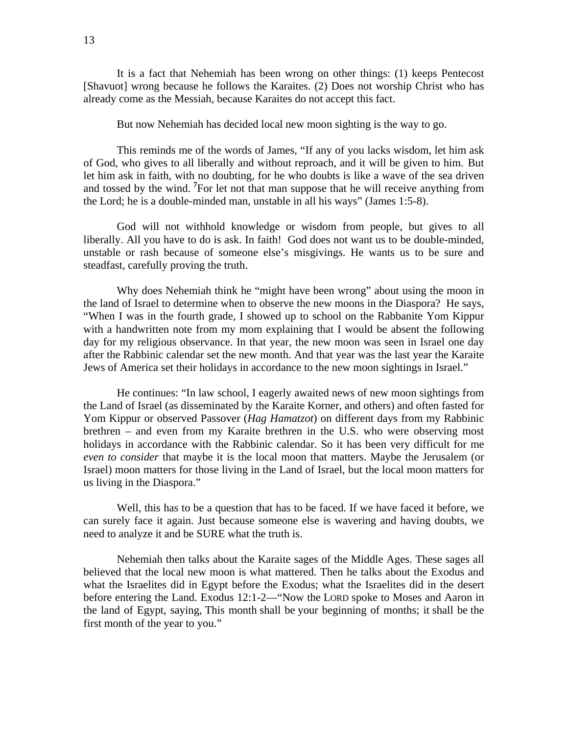It is a fact that Nehemiah has been wrong on other things: (1) keeps Pentecost [Shavuot] wrong because he follows the Karaites. (2) Does not worship Christ who has already come as the Messiah, because Karaites do not accept this fact.

But now Nehemiah has decided local new moon sighting is the way to go.

This reminds me of the words of James, "If any of you lacks wisdom, let him ask of God, who gives to all liberally and without reproach, and it will be given to him. But let him ask in faith, with no doubting, for he who doubts is like a wave of the sea driven and tossed by the wind. **7**For let not that man suppose that he will receive anything from the Lord; he is a double-minded man, unstable in all his ways" (James 1:5-8).

God will not withhold knowledge or wisdom from people, but gives to all liberally. All you have to do is ask. In faith! God does not want us to be double-minded, unstable or rash because of someone else's misgivings. He wants us to be sure and steadfast, carefully proving the truth.

Why does Nehemiah think he "might have been wrong" about using the moon in the land of Israel to determine when to observe the new moons in the Diaspora? He says, "When I was in the fourth grade, I showed up to school on the Rabbanite Yom Kippur with a handwritten note from my mom explaining that I would be absent the following day for my religious observance. In that year, the new moon was seen in Israel one day after the Rabbinic calendar set the new month. And that year was the last year the Karaite Jews of America set their holidays in accordance to the new moon sightings in Israel."

He continues: "In law school, I eagerly awaited news of new moon sightings from the Land of Israel (as disseminated by the Karaite Korner, and others) and often fasted for Yom Kippur or observed Passover (*Hag Hamatzot*) on different days from my Rabbinic brethren – and even from my Karaite brethren in the U.S. who were observing most holidays in accordance with the Rabbinic calendar. So it has been very difficult for me *even to consider* that maybe it is the local moon that matters. Maybe the Jerusalem (or Israel) moon matters for those living in the Land of Israel, but the local moon matters for us living in the Diaspora."

Well, this has to be a question that has to be faced. If we have faced it before, we can surely face it again. Just because someone else is wavering and having doubts, we need to analyze it and be SURE what the truth is.

Nehemiah then talks about the Karaite sages of the Middle Ages. These sages all believed that the local new moon is what mattered. Then he talks about the Exodus and what the Israelites did in Egypt before the Exodus; what the Israelites did in the desert before entering the Land. Exodus 12:1-2—"Now the LORD spoke to Moses and Aaron in the land of Egypt, saying, This month shall be your beginning of months; it shall be the first month of the year to you."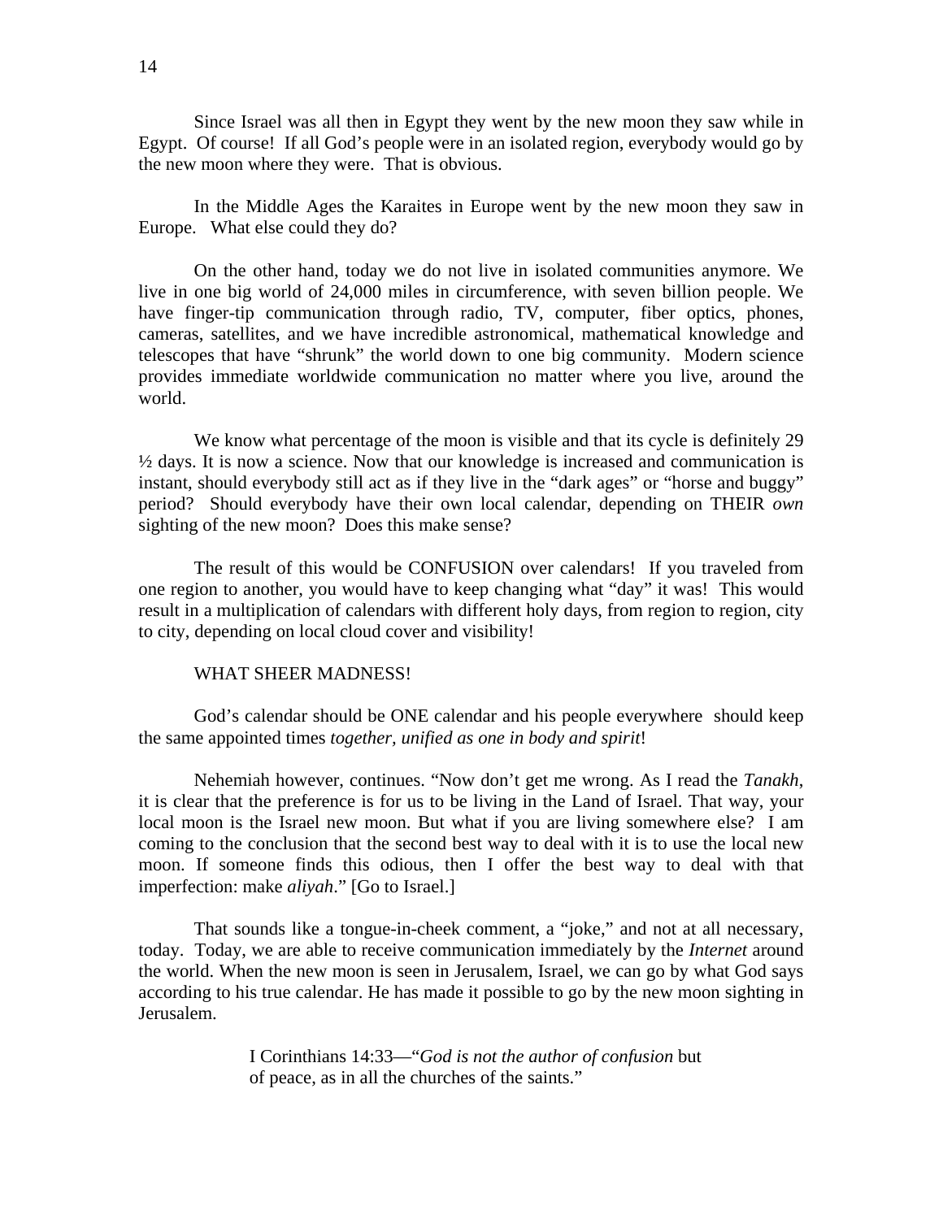Since Israel was all then in Egypt they went by the new moon they saw while in Egypt. Of course! If all God's people were in an isolated region, everybody would go by the new moon where they were. That is obvious.

In the Middle Ages the Karaites in Europe went by the new moon they saw in Europe. What else could they do?

On the other hand, today we do not live in isolated communities anymore. We live in one big world of 24,000 miles in circumference, with seven billion people. We have finger-tip communication through radio, TV, computer, fiber optics, phones, cameras, satellites, and we have incredible astronomical, mathematical knowledge and telescopes that have "shrunk" the world down to one big community. Modern science provides immediate worldwide communication no matter where you live, around the world.

We know what percentage of the moon is visible and that its cycle is definitely 29 ½ days. It is now a science. Now that our knowledge is increased and communication is instant, should everybody still act as if they live in the "dark ages" or "horse and buggy" period? Should everybody have their own local calendar, depending on THEIR *own* sighting of the new moon? Does this make sense?

The result of this would be CONFUSION over calendars! If you traveled from one region to another, you would have to keep changing what "day" it was! This would result in a multiplication of calendars with different holy days, from region to region, city to city, depending on local cloud cover and visibility!

WHAT SHEER MADNESS!

God's calendar should be ONE calendar and his people everywhere should keep the same appointed times *together, unified as one in body and spirit*!

Nehemiah however, continues. "Now don't get me wrong. As I read the *Tanakh*, it is clear that the preference is for us to be living in the Land of Israel. That way, your local moon is the Israel new moon. But what if you are living somewhere else? I am coming to the conclusion that the second best way to deal with it is to use the local new moon. If someone finds this odious, then I offer the best way to deal with that imperfection: make *aliyah*." [Go to Israel.]

That sounds like a tongue-in-cheek comment, a "joke," and not at all necessary, today. Today, we are able to receive communication immediately by the *Internet* around the world. When the new moon is seen in Jerusalem, Israel, we can go by what God says according to his true calendar. He has made it possible to go by the new moon sighting in Jerusalem.

> I Corinthians 14:33—"*God is not the author of confusion* but of peace, as in all the churches of the saints."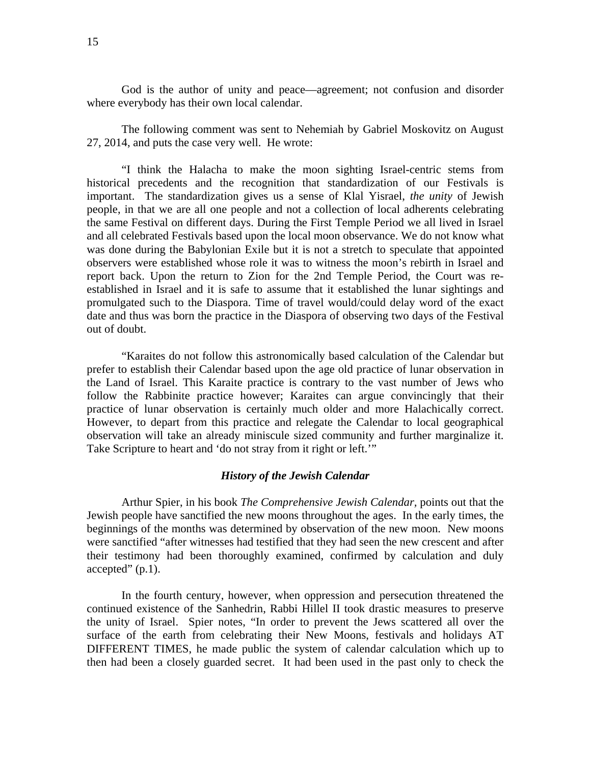God is the author of unity and peace—agreement; not confusion and disorder where everybody has their own local calendar.

The following comment was sent to Nehemiah by Gabriel Moskovitz on August 27, 2014, and puts the case very well. He wrote:

"I think the Halacha to make the moon sighting Israel-centric stems from historical precedents and the recognition that standardization of our Festivals is important. The standardization gives us a sense of Klal Yisrael, *the unity* of Jewish people, in that we are all one people and not a collection of local adherents celebrating the same Festival on different days. During the First Temple Period we all lived in Israel and all celebrated Festivals based upon the local moon observance. We do not know what was done during the Babylonian Exile but it is not a stretch to speculate that appointed observers were established whose role it was to witness the moon's rebirth in Israel and report back. Upon the return to Zion for the 2nd Temple Period, the Court was re-established in Israel and it is safe to assume that it established the lunar sightings and promulgated such to the Diaspora. Time of travel would/could delay word of the exact date and thus was born the practice in the Diaspora of observing two days of the Festival out of doubt.

"Karaites do not follow this astronomically based calculation of the Calendar but prefer to establish their Calendar based upon the age old practice of lunar observation in the Land of Israel. This Karaite practice is contrary to the vast number of Jews who follow the Rabbinite practice however; Karaites can argue convincingly that their practice of lunar observation is certainly much older and more Halachically correct. However, to depart from this practice and relegate the Calendar to local geographical observation will take an already miniscule sized community and further marginalize it. Take Scripture to heart and 'do not stray from it right or left.'"

### *History of the Jewish Calendar*

Arthur Spier, in his book *The Comprehensive Jewish Calendar,* points out that the Jewish people have sanctified the new moons throughout the ages. In the early times, the beginnings of the months was determined by observation of the new moon. New moons were sanctified "after witnesses had testified that they had seen the new crescent and after their testimony had been thoroughly examined, confirmed by calculation and duly accepted" (p.1).

In the fourth century, however, when oppression and persecution threatened the continued existence of the Sanhedrin, Rabbi Hillel II took drastic measures to preserve the unity of Israel. Spier notes, "In order to prevent the Jews scattered all over the surface of the earth from celebrating their New Moons, festivals and holidays AT DIFFERENT TIMES, he made public the system of calendar calculation which up to then had been a closely guarded secret. It had been used in the past only to check the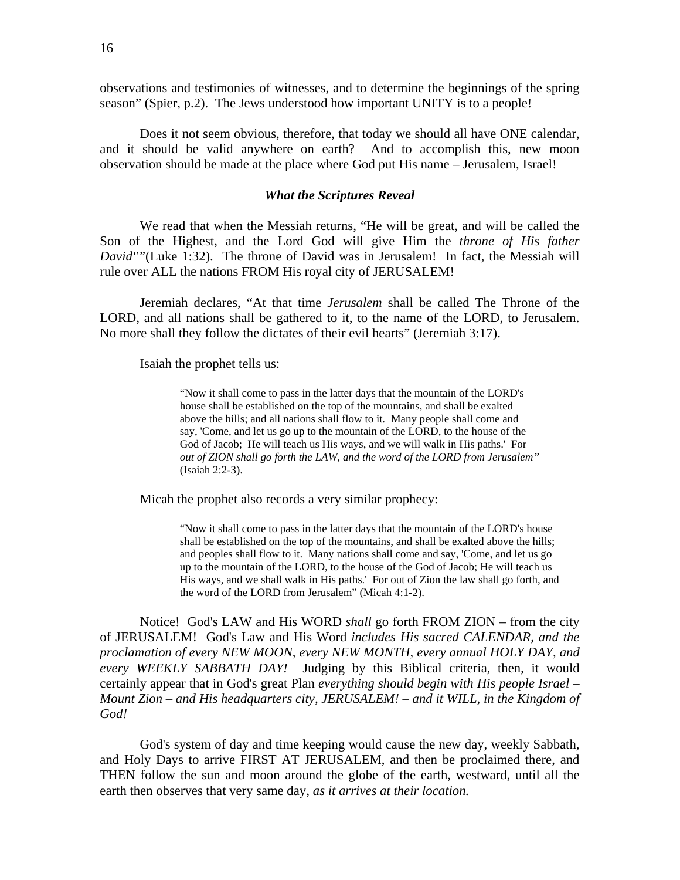observations and testimonies of witnesses, and to determine the beginnings of the spring season" (Spier, p.2). The Jews understood how important UNITY is to a people!

Does it not seem obvious, therefore, that today we should all have ONE calendar, and it should be valid anywhere on earth? And to accomplish this, new moon observation should be made at the place where God put His name – Jerusalem, Israel!

### *What the Scriptures Reveal*

We read that when the Messiah returns, "He will be great, and will be called the Son of the Highest, and the Lord God will give Him the *throne of His father David""*(Luke 1:32). The throne of David was in Jerusalem! In fact, the Messiah will rule over ALL the nations FROM His royal city of JERUSALEM!

Jeremiah declares, "At that time *Jerusalem* shall be called The Throne of the LORD, and all nations shall be gathered to it, to the name of the LORD, to Jerusalem. No more shall they follow the dictates of their evil hearts" (Jeremiah 3:17).

Isaiah the prophet tells us:

> "Now it shall come to pass in the latter days that the mountain of the LORD's house shall be established on the top of the mountains, and shall be exalted above the hills; and all nations shall flow to it. Many people shall come and say, 'Come, and let us go up to the mountain of the LORD, to the house of the God of Jacob; He will teach us His ways, and we will walk in His paths.' For *out of ZION shall go forth the LAW, and the word of the LORD from Jerusalem"* (Isaiah 2:2-3).

Micah the prophet also records a very similar prophecy:

> "Now it shall come to pass in the latter days that the mountain of the LORD's house shall be established on the top of the mountains, and shall be exalted above the hills; and peoples shall flow to it. Many nations shall come and say, 'Come, and let us go up to the mountain of the LORD, to the house of the God of Jacob; He will teach us His ways, and we shall walk in His paths.' For out of Zion the law shall go forth, and the word of the LORD from Jerusalem" (Micah 4:1-2).

Notice! God's LAW and His WORD *shall* go forth FROM ZION – from the city of JERUSALEM! God's Law and His Word *includes His sacred CALENDAR, and the proclamation of every NEW MOON, every NEW MONTH, every annual HOLY DAY, and every WEEKLY SABBATH DAY!* Judging by this Biblical criteria, then, it would certainly appear that in God's great Plan *everything should begin with His people Israel – Mount Zion – and His headquarters city, JERUSALEM! – and it WILL, in the Kingdom of God!*

God's system of day and time keeping would cause the new day, weekly Sabbath, and Holy Days to arrive FIRST AT JERUSALEM, and then be proclaimed there, and THEN follow the sun and moon around the globe of the earth, westward, until all the earth then observes that very same day, *as it arrives at their location.*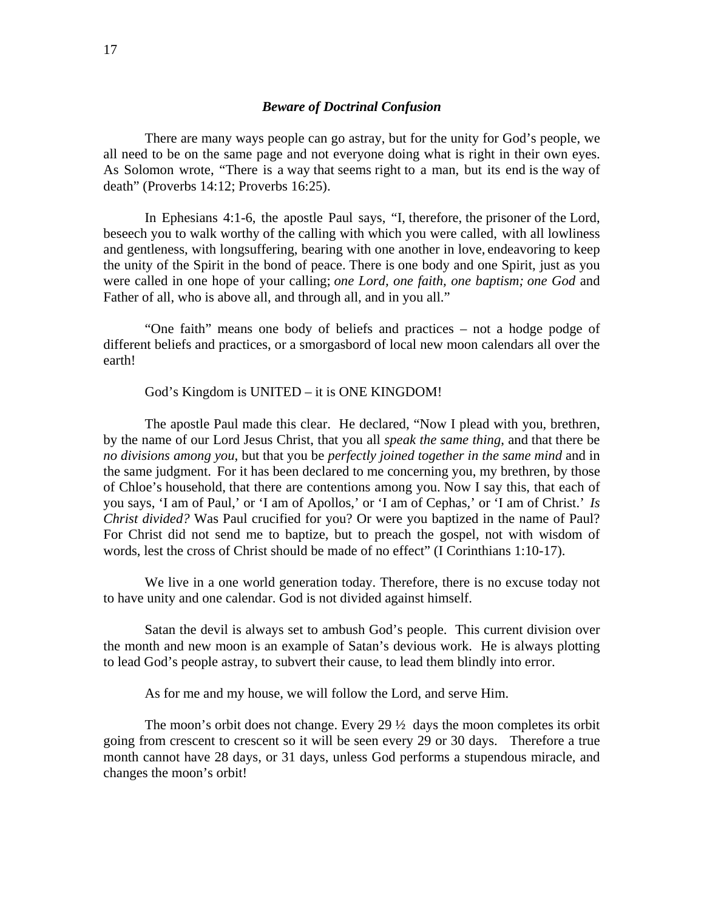### *Beware of Doctrinal Confusion*

There are many ways people can go astray, but for the unity for God's people, we all need to be on the same page and not everyone doing what is right in their own eyes. As Solomon wrote, "There is a way that seems right to a man, but its end is the way of death" (Proverbs 14:12; Proverbs 16:25).

In Ephesians 4:1-6, the apostle Paul says, "I, therefore, the prisoner of the Lord, beseech you to walk worthy of the calling with which you were called, with all lowliness and gentleness, with longsuffering, bearing with one another in love, endeavoring to keep the unity of the Spirit in the bond of peace. There is one body and one Spirit, just as you were called in one hope of your calling; *one Lord, one faith, one baptism; one God* and Father of all, who is above all, and through all, and in you all."

"One faith" means one body of beliefs and practices – not a hodge podge of different beliefs and practices, or a smorgasbord of local new moon calendars all over the earth!

God's Kingdom is UNITED – it is ONE KINGDOM!

The apostle Paul made this clear. He declared, "Now I plead with you, brethren, by the name of our Lord Jesus Christ, that you all *speak the same thing*, and that there be *no divisions among you*, but that you be *perfectly joined together in the same mind* and in the same judgment. For it has been declared to me concerning you, my brethren, by those of Chloe's household, that there are contentions among you. Now I say this, that each of you says, 'I am of Paul,' or 'I am of Apollos,' or 'I am of Cephas,' or 'I am of Christ.' *Is Christ divided?* Was Paul crucified for you? Or were you baptized in the name of Paul? For Christ did not send me to baptize, but to preach the gospel, not with wisdom of words, lest the cross of Christ should be made of no effect" (I Corinthians 1:10-17).

We live in a one world generation today. Therefore, there is no excuse today not to have unity and one calendar. God is not divided against himself.

Satan the devil is always set to ambush God's people. This current division over the month and new moon is an example of Satan's devious work. He is always plotting to lead God's people astray, to subvert their cause, to lead them blindly into error.

As for me and my house, we will follow the Lord, and serve Him.

The moon's orbit does not change. Every 29 ½ days the moon completes its orbit going from crescent to crescent so it will be seen every 29 or 30 days. Therefore a true month cannot have 28 days, or 31 days, unless God performs a stupendous miracle, and changes the moon's orbit!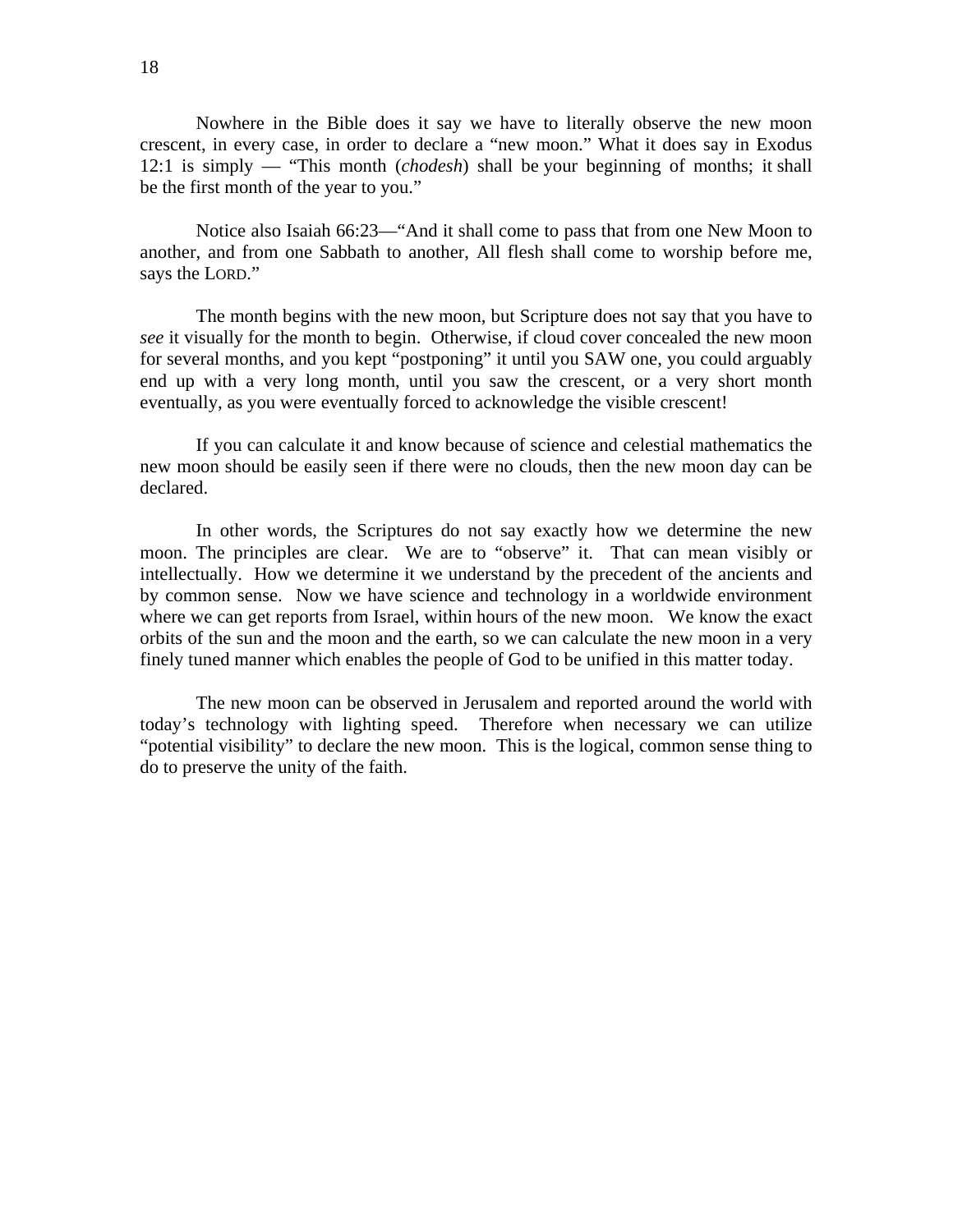Nowhere in the Bible does it say we have to literally observe the new moon crescent, in every case, in order to declare a "new moon." What it does say in Exodus 12:1 is simply — "This month (*chodesh*) shall be your beginning of months; it shall be the first month of the year to you."

Notice also Isaiah 66:23—"And it shall come to pass that from one New Moon to another, and from one Sabbath to another, All flesh shall come to worship before me, says the LORD."

The month begins with the new moon, but Scripture does not say that you have to *see* it visually for the month to begin. Otherwise, if cloud cover concealed the new moon for several months, and you kept "postponing" it until you SAW one, you could arguably end up with a very long month, until you saw the crescent, or a very short month eventually, as you were eventually forced to acknowledge the visible crescent!

If you can calculate it and know because of science and celestial mathematics the new moon should be easily seen if there were no clouds, then the new moon day can be declared.

In other words, the Scriptures do not say exactly how we determine the new moon. The principles are clear. We are to "observe" it. That can mean visibly or intellectually. How we determine it we understand by the precedent of the ancients and by common sense. Now we have science and technology in a worldwide environment where we can get reports from Israel, within hours of the new moon. We know the exact orbits of the sun and the moon and the earth, so we can calculate the new moon in a very finely tuned manner which enables the people of God to be unified in this matter today.

The new moon can be observed in Jerusalem and reported around the world with today's technology with lighting speed. Therefore when necessary we can utilize "potential visibility" to declare the new moon. This is the logical, common sense thing to do to preserve the unity of the faith.